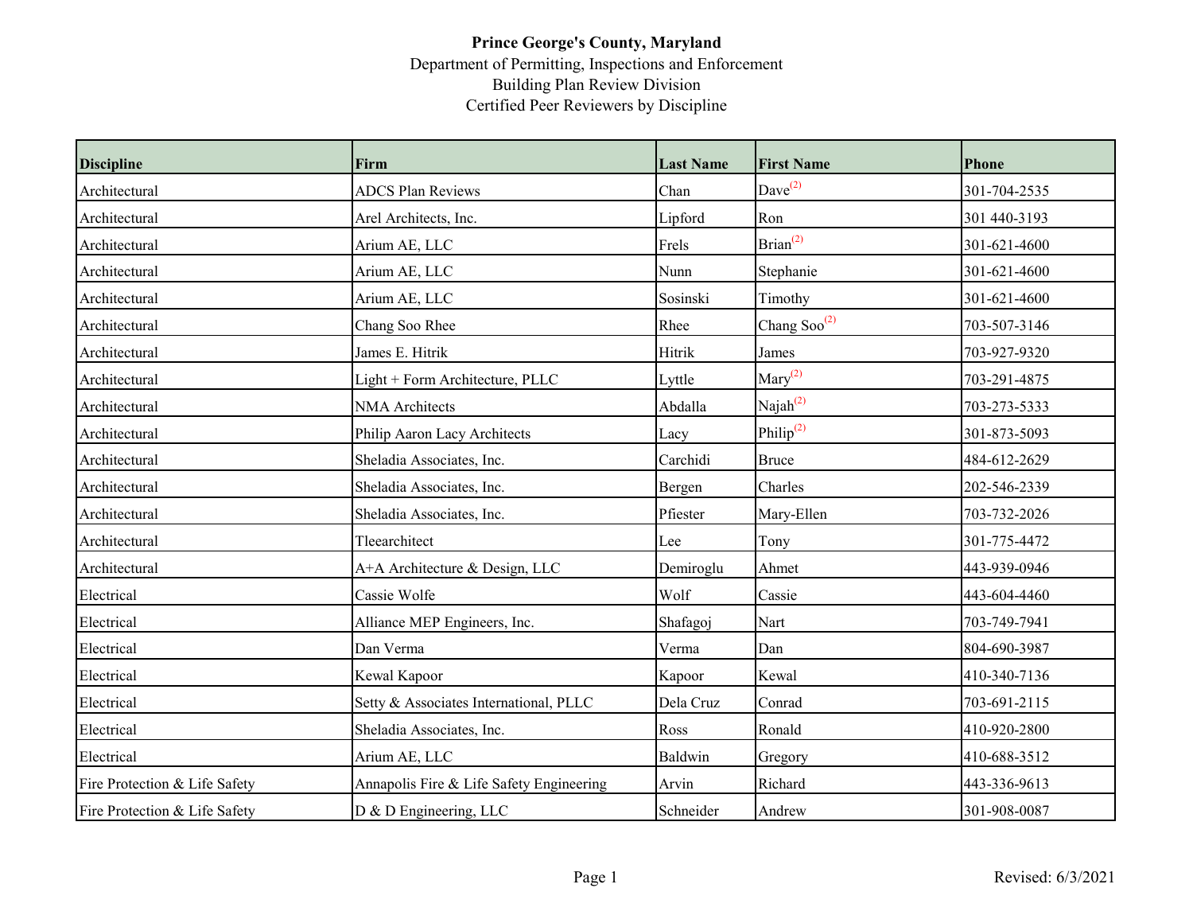**Prince George's County, Maryland**

Department of Permitting, Inspections and Enforcement

Building Plan Review Division

Certified Peer Reviewers by Discipline

| Discipline | Firm | Last Name | First Name | Phone |
|---|---|---|---|---|
| Architectural | ADCS Plan Reviews | Chan | Dave(2) | 301-704-2535 |
| Architectural | Arel Architects, Inc. | Lipford | Ron | 301 440-3193 |
| Architectural | Arium AE, LLC | Frels | Brian(2) | 301-621-4600 |
| Architectural | Arium AE, LLC | Nunn | Stephanie | 301-621-4600 |
| Architectural | Arium AE, LLC | Sosinski | Timothy | 301-621-4600 |
| Architectural | Chang Soo Rhee | Rhee | Chang Soo(2) | 703-507-3146 |
| Architectural | James E. Hitrik | Hitrik | James | 703-927-9320 |
| Architectural | Light + Form Architecture, PLLC | Lyttle | Mary(2) | 703-291-4875 |
| Architectural | NMA Architects | Abdalla | Najah(2) | 703-273-5333 |
| Architectural | Philip Aaron Lacy Architects | Lacy | Philip(2) | 301-873-5093 |
| Architectural | Sheladia Associates, Inc. | Carchidi | Bruce | 484-612-2629 |
| Architectural | Sheladia Associates, Inc. | Bergen | Charles | 202-546-2339 |
| Architectural | Sheladia Associates, Inc. | Pfiester | Mary-Ellen | 703-732-2026 |
| Architectural | Tleearchitect | Lee | Tony | 301-775-4472 |
| Architectural | A+A Architecture & Design, LLC | Demiroglu | Ahmet | 443-939-0946 |
| Electrical | Cassie Wolfe | Wolf | Cassie | 443-604-4460 |
| Electrical | Alliance MEP Engineers, Inc. | Shafagoj | Nart | 703-749-7941 |
| Electrical | Dan Verma | Verma | Dan | 804-690-3987 |
| Electrical | Kewal Kapoor | Kapoor | Kewal | 410-340-7136 |
| Electrical | Setty & Associates International, PLLC | Dela Cruz | Conrad | 703-691-2115 |
| Electrical | Sheladia Associates, Inc. | Ross | Ronald | 410-920-2800 |
| Electrical | Arium AE, LLC | Baldwin | Gregory | 410-688-3512 |
| Fire Protection & Life Safety | Annapolis Fire & Life Safety Engineering | Arvin | Richard | 443-336-9613 |
| Fire Protection & Life Safety | D & D Engineering, LLC | Schneider | Andrew | 301-908-0087 |

Revised: 6/3/2021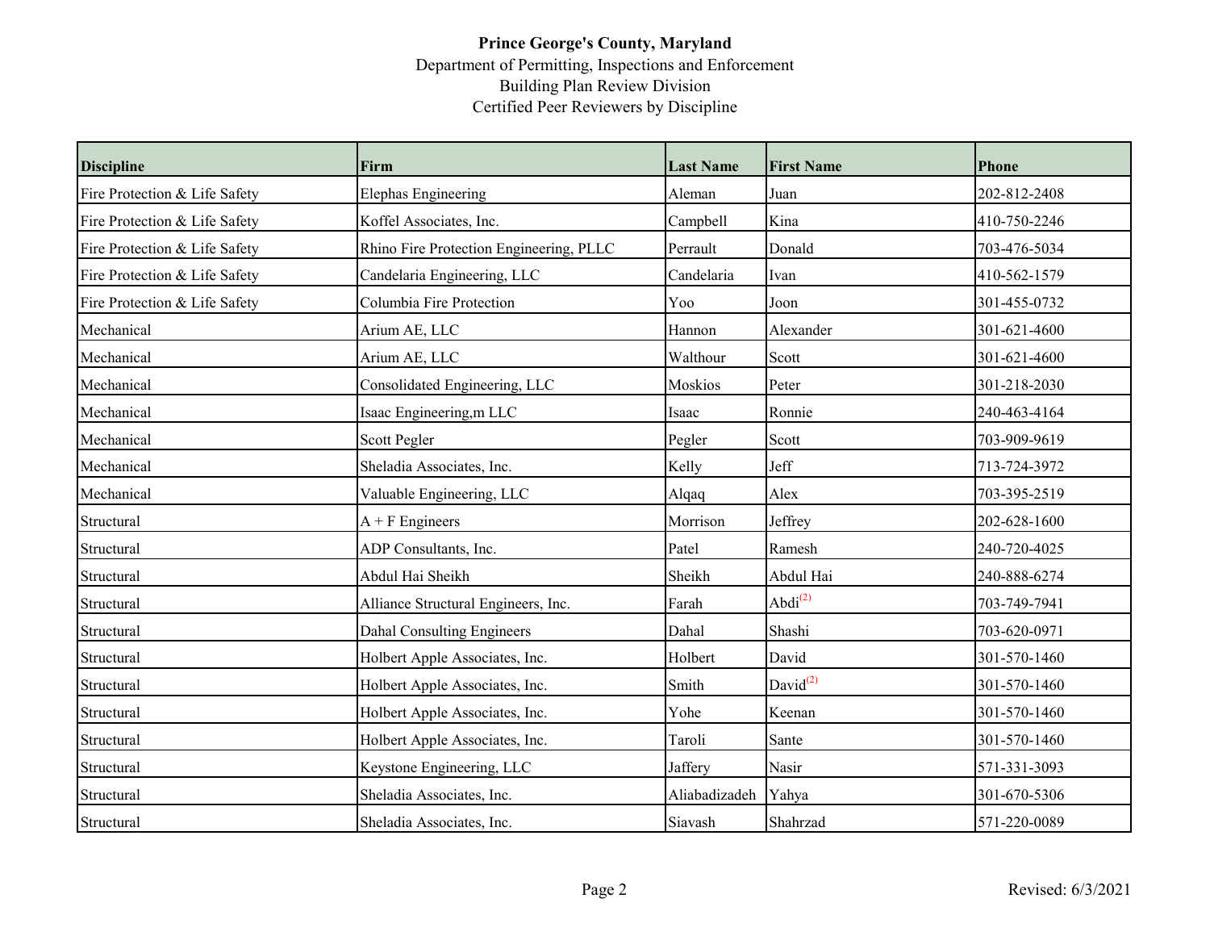**Prince George's County, Maryland**
Department of Permitting, Inspections and Enforcement
Building Plan Review Division
Certified Peer Reviewers by Discipline

| Discipline | Firm | Last Name | First Name | Phone |
|---|---|---|---|---|
| Fire Protection & Life Safety | Elephas Engineering | Aleman | Juan | 202-812-2408 |
| Fire Protection & Life Safety | Koffel Associates, Inc. | Campbell | Kina | 410-750-2246 |
| Fire Protection & Life Safety | Rhino Fire Protection Engineering, PLLC | Perrault | Donald | 703-476-5034 |
| Fire Protection & Life Safety | Candelaria Engineering, LLC | Candelaria | Ivan | 410-562-1579 |
| Fire Protection & Life Safety | Columbia Fire Protection | Yoo | Joon | 301-455-0732 |
| Mechanical | Arium AE, LLC | Hannon | Alexander | 301-621-4600 |
| Mechanical | Arium AE, LLC | Walthour | Scott | 301-621-4600 |
| Mechanical | Consolidated Engineering, LLC | Moskios | Peter | 301-218-2030 |
| Mechanical | Isaac Engineering,m LLC | Isaac | Ronnie | 240-463-4164 |
| Mechanical | Scott Pegler | Pegler | Scott | 703-909-9619 |
| Mechanical | Sheladia Associates, Inc. | Kelly | Jeff | 713-724-3972 |
| Mechanical | Valuable Engineering, LLC | Alqaq | Alex | 703-395-2519 |
| Structural | A + F Engineers | Morrison | Jeffrey | 202-628-1600 |
| Structural | ADP Consultants, Inc. | Patel | Ramesh | 240-720-4025 |
| Structural | Abdul Hai Sheikh | Sheikh | Abdul Hai | 240-888-6274 |
| Structural | Alliance Structural Engineers, Inc. | Farah | Abdi(2) | 703-749-7941 |
| Structural | Dahal Consulting Engineers | Dahal | Shashi | 703-620-0971 |
| Structural | Holbert Apple Associates, Inc. | Holbert | David | 301-570-1460 |
| Structural | Holbert Apple Associates, Inc. | Smith | David(2) | 301-570-1460 |
| Structural | Holbert Apple Associates, Inc. | Yohe | Keenan | 301-570-1460 |
| Structural | Holbert Apple Associates, Inc. | Taroli | Sante | 301-570-1460 |
| Structural | Keystone Engineering, LLC | Jaffery | Nasir | 571-331-3093 |
| Structural | Sheladia Associates, Inc. | Aliabadizadeh | Yahya | 301-670-5306 |
| Structural | Sheladia Associates, Inc. | Siavash | Shahrzad | 571-220-0089 |

Revised: 6/3/2021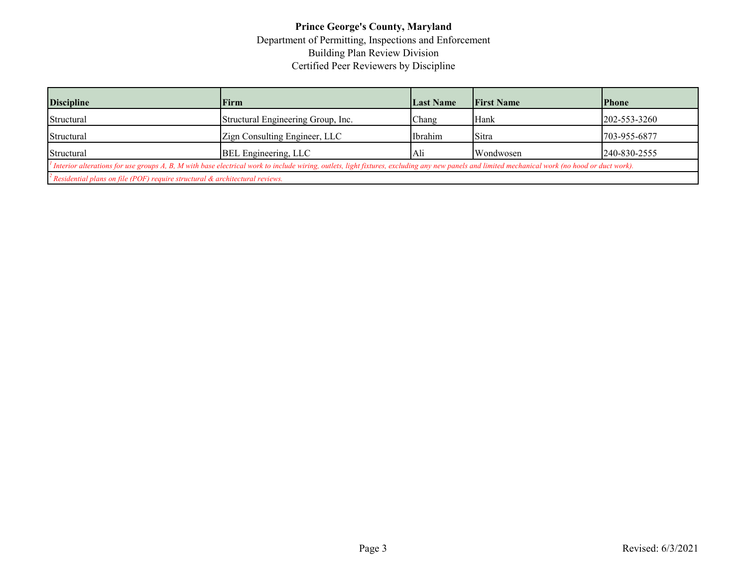**Prince George's County, Maryland**

Department of Permitting, Inspections and Enforcement

Building Plan Review Division

Certified Peer Reviewers by Discipline

| Discipline | Firm | Last Name | First Name | Phone |
|---|---|---|---|---|
| Structural | Structural Engineering Group, Inc. | Chang | Hank | 202-553-3260 |
| Structural | Zign Consulting Engineer, LLC | Ibrahim | Sitra | 703-955-6877 |
| Structural | BEL Engineering, LLC | Ali | Wondwosen | 240-830-2555 |

*[1] Interior alterations for use groups A, B, M with base electrical work to include wiring, outlets, light fixtures, excluding any new panels and limited mechanical work (no hood or duct work).*

*[2] Residential plans on file (POF) require structural & architectural reviews.*

Revised: 6/3/2021